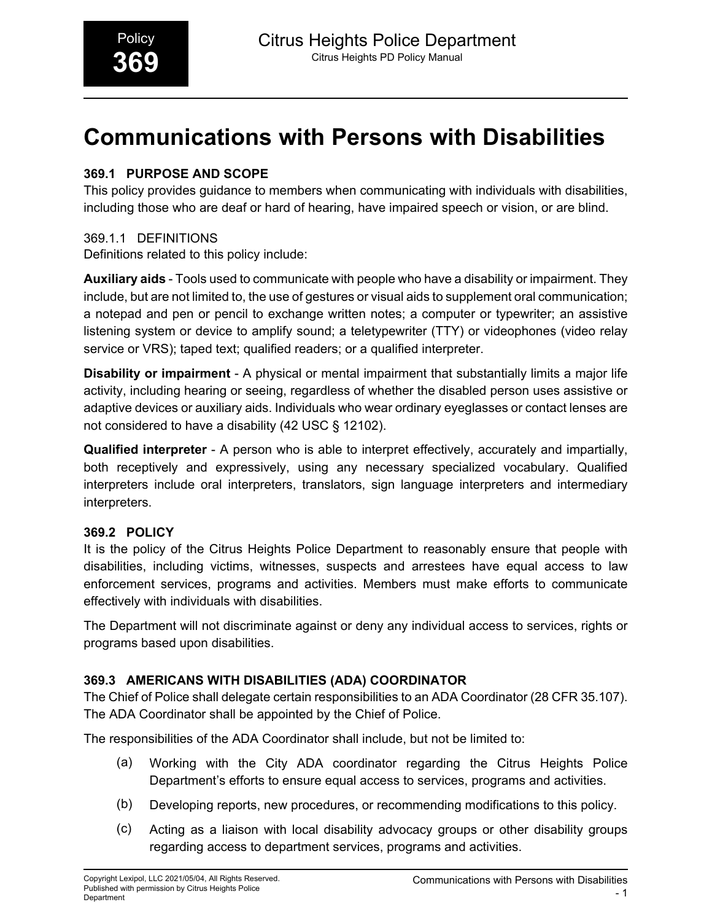# Communications with Persons with Disabilities

## 369.1 PURPOSE AND SCOPE

This policy provides guidance to members when communicating with individuals with disabilities, including those who are deaf or hard of hearing, have impaired speech or vision, or are blind.

### 369.1.1 DEFINITIONS

Definitions related to this policy include:

**Auxiliary aids** - Tools used to communicate with people who have a disability or impairment. They include, but are not limited to, the use of gestures or visual aids to supplement oral communication; a notepad and pen or pencil to exchange written notes; a computer or typewriter; an assistive listening system or device to amplify sound; a teletypewriter (TTY) or videophones (video relay service or VRS); taped text; qualified readers; or a qualified interpreter.

**Disability or impairment** - A physical or mental impairment that substantially limits a major life activity, including hearing or seeing, regardless of whether the disabled person uses assistive or adaptive devices or auxiliary aids. Individuals who wear ordinary eyeglasses or contact lenses are not considered to have a disability (42 USC § 12102).

**Qualified interpreter** - A person who is able to interpret effectively, accurately and impartially, both receptively and expressively, using any necessary specialized vocabulary. Qualified interpreters include oral interpreters, translators, sign language interpreters and intermediary interpreters.

## 369.2 POLICY

It is the policy of the Citrus Heights Police Department to reasonably ensure that people with disabilities, including victims, witnesses, suspects and arrestees have equal access to law enforcement services, programs and activities. Members must make efforts to communicate effectively with individuals with disabilities.

The Department will not discriminate against or deny any individual access to services, rights or programs based upon disabilities.

## 369.3 AMERICANS WITH DISABILITIES (ADA) COORDINATOR

The Chief of Police shall delegate certain responsibilities to an ADA Coordinator (28 CFR 35.107). The ADA Coordinator shall be appointed by the Chief of Police.

The responsibilities of the ADA Coordinator shall include, but not be limited to:

(a) Working with the City ADA coordinator regarding the Citrus Heights Police Department's efforts to ensure equal access to services, programs and activities.

(b) Developing reports, new procedures, or recommending modifications to this policy.

(c) Acting as a liaison with local disability advocacy groups or other disability groups regarding access to department services, programs and activities.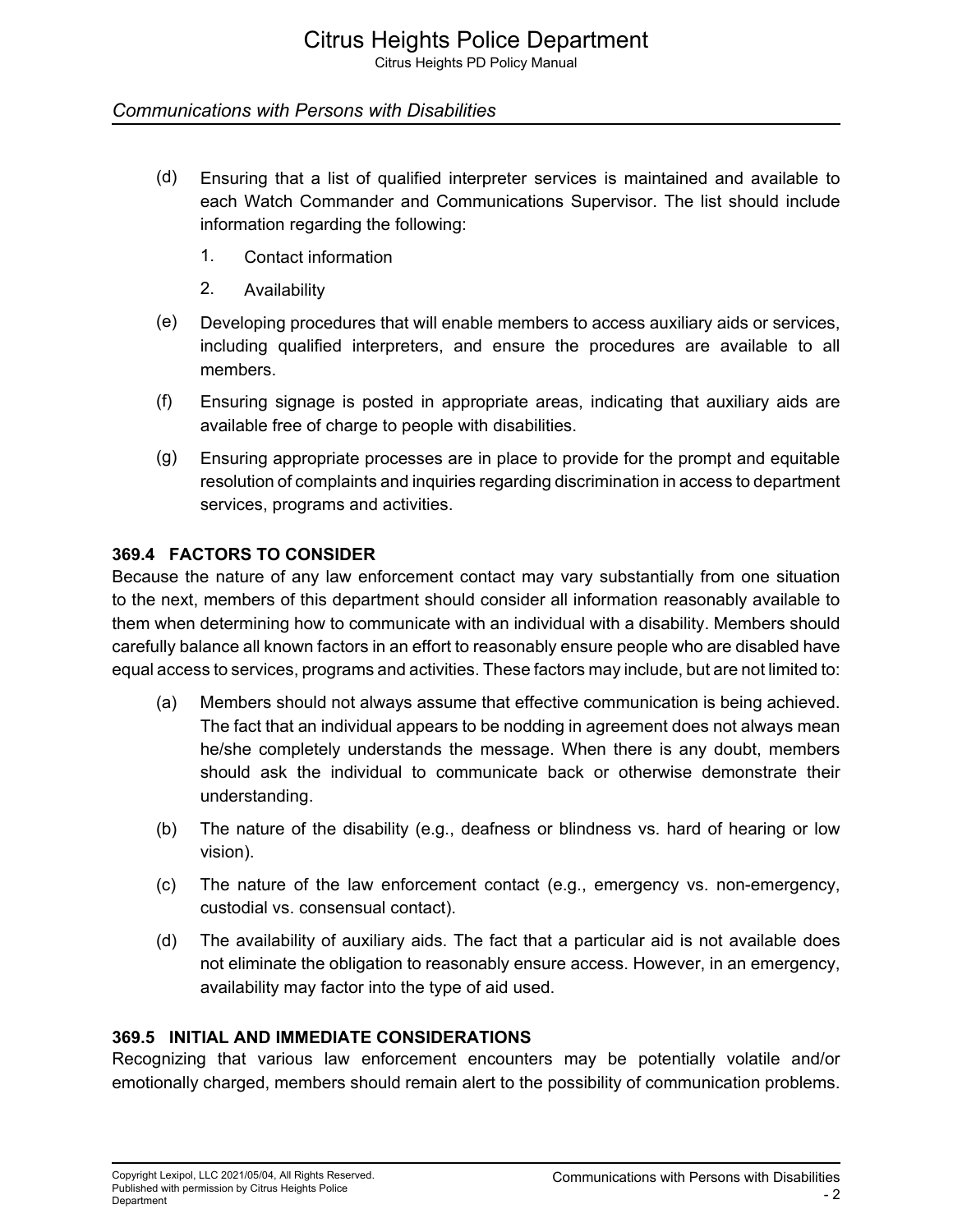(d) Ensuring that a list of qualified interpreter services is maintained and available to each Watch Commander and Communications Supervisor. The list should include information regarding the following:

1. Contact information
2. Availability

(e) Developing procedures that will enable members to access auxiliary aids or services, including qualified interpreters, and ensure the procedures are available to all members.

(f) Ensuring signage is posted in appropriate areas, indicating that auxiliary aids are available free of charge to people with disabilities.

(g) Ensuring appropriate processes are in place to provide for the prompt and equitable resolution of complaints and inquiries regarding discrimination in access to department services, programs and activities.

### 369.4 FACTORS TO CONSIDER

Because the nature of any law enforcement contact may vary substantially from one situation to the next, members of this department should consider all information reasonably available to them when determining how to communicate with an individual with a disability. Members should carefully balance all known factors in an effort to reasonably ensure people who are disabled have equal access to services, programs and activities. These factors may include, but are not limited to:

(a) Members should not always assume that effective communication is being achieved. The fact that an individual appears to be nodding in agreement does not always mean he/she completely understands the message. When there is any doubt, members should ask the individual to communicate back or otherwise demonstrate their understanding.

(b) The nature of the disability (e.g., deafness or blindness vs. hard of hearing or low vision).

(c) The nature of the law enforcement contact (e.g., emergency vs. non-emergency, custodial vs. consensual contact).

(d) The availability of auxiliary aids. The fact that a particular aid is not available does not eliminate the obligation to reasonably ensure access. However, in an emergency, availability may factor into the type of aid used.

### 369.5 INITIAL AND IMMEDIATE CONSIDERATIONS

Recognizing that various law enforcement encounters may be potentially volatile and/or emotionally charged, members should remain alert to the possibility of communication problems.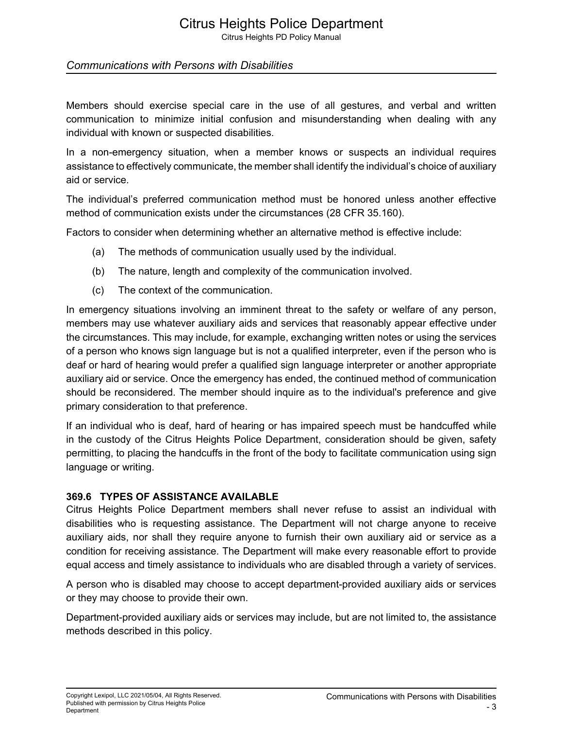Members should exercise special care in the use of all gestures, and verbal and written communication to minimize initial confusion and misunderstanding when dealing with any individual with known or suspected disabilities.

In a non-emergency situation, when a member knows or suspects an individual requires assistance to effectively communicate, the member shall identify the individual's choice of auxiliary aid or service.

The individual's preferred communication method must be honored unless another effective method of communication exists under the circumstances (28 CFR 35.160).

Factors to consider when determining whether an alternative method is effective include:

(a) The methods of communication usually used by the individual.

(b) The nature, length and complexity of the communication involved.

(c) The context of the communication.

In emergency situations involving an imminent threat to the safety or welfare of any person, members may use whatever auxiliary aids and services that reasonably appear effective under the circumstances. This may include, for example, exchanging written notes or using the services of a person who knows sign language but is not a qualified interpreter, even if the person who is deaf or hard of hearing would prefer a qualified sign language interpreter or another appropriate auxiliary aid or service. Once the emergency has ended, the continued method of communication should be reconsidered. The member should inquire as to the individual's preference and give primary consideration to that preference.

If an individual who is deaf, hard of hearing or has impaired speech must be handcuffed while in the custody of the Citrus Heights Police Department, consideration should be given, safety permitting, to placing the handcuffs in the front of the body to facilitate communication using sign language or writing.

### 369.6 TYPES OF ASSISTANCE AVAILABLE

Citrus Heights Police Department members shall never refuse to assist an individual with disabilities who is requesting assistance. The Department will not charge anyone to receive auxiliary aids, nor shall they require anyone to furnish their own auxiliary aid or service as a condition for receiving assistance. The Department will make every reasonable effort to provide equal access and timely assistance to individuals who are disabled through a variety of services.

A person who is disabled may choose to accept department-provided auxiliary aids or services or they may choose to provide their own.

Department-provided auxiliary aids or services may include, but are not limited to, the assistance methods described in this policy.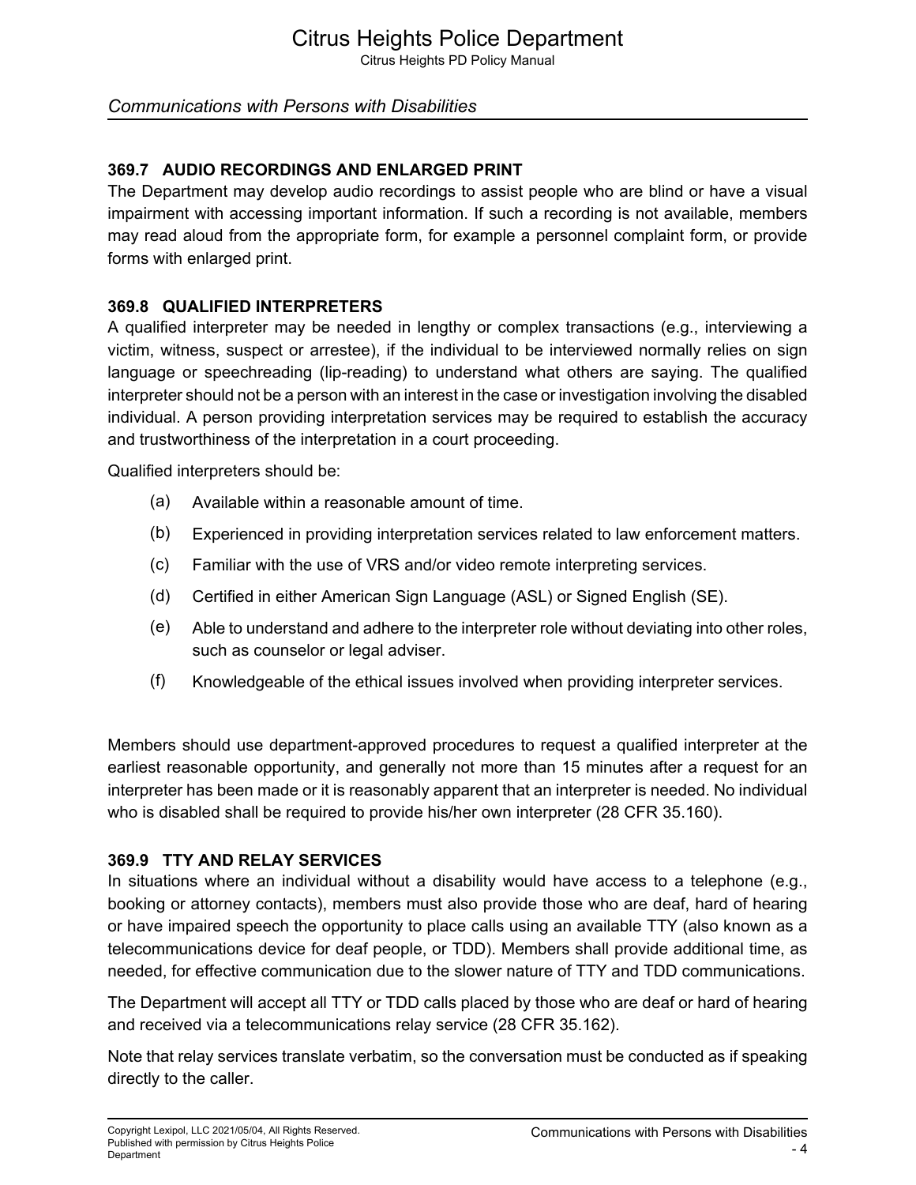### 369.7 AUDIO RECORDINGS AND ENLARGED PRINT

The Department may develop audio recordings to assist people who are blind or have a visual impairment with accessing important information. If such a recording is not available, members may read aloud from the appropriate form, for example a personnel complaint form, or provide forms with enlarged print.

### 369.8 QUALIFIED INTERPRETERS

A qualified interpreter may be needed in lengthy or complex transactions (e.g., interviewing a victim, witness, suspect or arrestee), if the individual to be interviewed normally relies on sign language or speechreading (lip-reading) to understand what others are saying. The qualified interpreter should not be a person with an interest in the case or investigation involving the disabled individual. A person providing interpretation services may be required to establish the accuracy and trustworthiness of the interpretation in a court proceeding.

Qualified interpreters should be:

(a) Available within a reasonable amount of time.

(b) Experienced in providing interpretation services related to law enforcement matters.

(c) Familiar with the use of VRS and/or video remote interpreting services.

(d) Certified in either American Sign Language (ASL) or Signed English (SE).

(e) Able to understand and adhere to the interpreter role without deviating into other roles, such as counselor or legal adviser.

(f) Knowledgeable of the ethical issues involved when providing interpreter services.

Members should use department-approved procedures to request a qualified interpreter at the earliest reasonable opportunity, and generally not more than 15 minutes after a request for an interpreter has been made or it is reasonably apparent that an interpreter is needed. No individual who is disabled shall be required to provide his/her own interpreter (28 CFR 35.160).

### 369.9 TTY AND RELAY SERVICES

In situations where an individual without a disability would have access to a telephone (e.g., booking or attorney contacts), members must also provide those who are deaf, hard of hearing or have impaired speech the opportunity to place calls using an available TTY (also known as a telecommunications device for deaf people, or TDD). Members shall provide additional time, as needed, for effective communication due to the slower nature of TTY and TDD communications.

The Department will accept all TTY or TDD calls placed by those who are deaf or hard of hearing and received via a telecommunications relay service (28 CFR 35.162).

Note that relay services translate verbatim, so the conversation must be conducted as if speaking directly to the caller.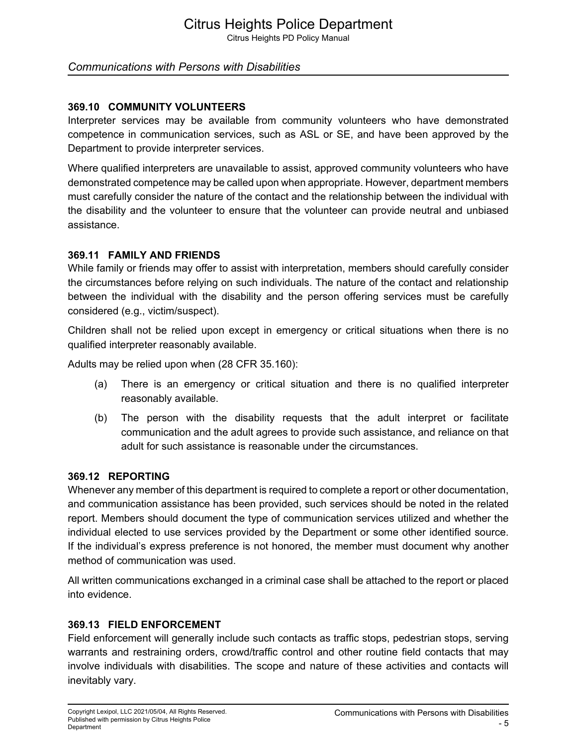### 369.10 COMMUNITY VOLUNTEERS

Interpreter services may be available from community volunteers who have demonstrated competence in communication services, such as ASL or SE, and have been approved by the Department to provide interpreter services.

Where qualified interpreters are unavailable to assist, approved community volunteers who have demonstrated competence may be called upon when appropriate. However, department members must carefully consider the nature of the contact and the relationship between the individual with the disability and the volunteer to ensure that the volunteer can provide neutral and unbiased assistance.

### 369.11 FAMILY AND FRIENDS

While family or friends may offer to assist with interpretation, members should carefully consider the circumstances before relying on such individuals. The nature of the contact and relationship between the individual with the disability and the person offering services must be carefully considered (e.g., victim/suspect).

Children shall not be relied upon except in emergency or critical situations when there is no qualified interpreter reasonably available.

Adults may be relied upon when (28 CFR 35.160):

(a) There is an emergency or critical situation and there is no qualified interpreter reasonably available.

(b) The person with the disability requests that the adult interpret or facilitate communication and the adult agrees to provide such assistance, and reliance on that adult for such assistance is reasonable under the circumstances.

### 369.12 REPORTING

Whenever any member of this department is required to complete a report or other documentation, and communication assistance has been provided, such services should be noted in the related report. Members should document the type of communication services utilized and whether the individual elected to use services provided by the Department or some other identified source. If the individual's express preference is not honored, the member must document why another method of communication was used.

All written communications exchanged in a criminal case shall be attached to the report or placed into evidence.

### 369.13 FIELD ENFORCEMENT

Field enforcement will generally include such contacts as traffic stops, pedestrian stops, serving warrants and restraining orders, crowd/traffic control and other routine field contacts that may involve individuals with disabilities. The scope and nature of these activities and contacts will inevitably vary.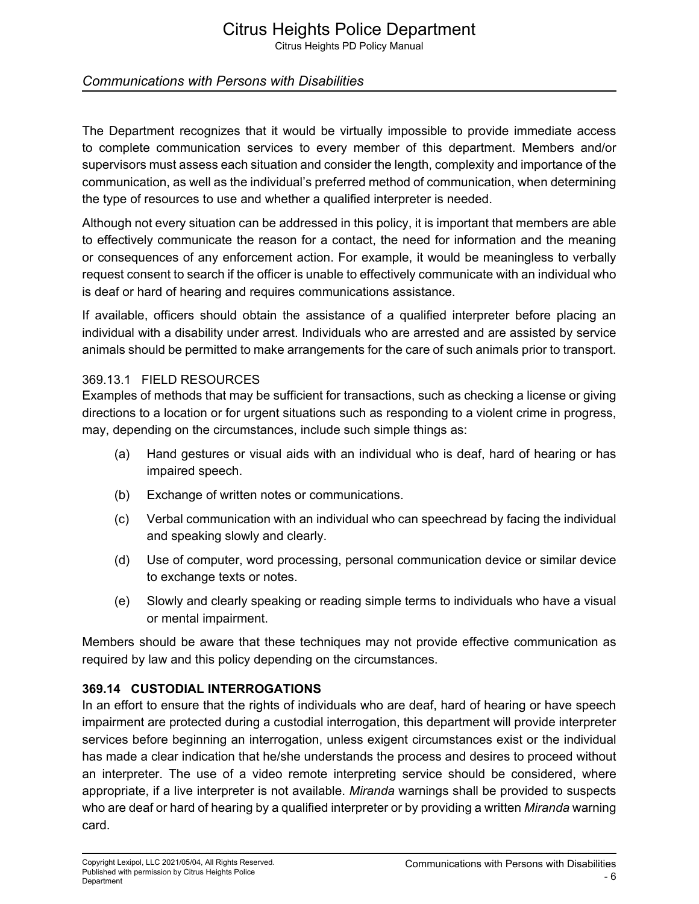The Department recognizes that it would be virtually impossible to provide immediate access to complete communication services to every member of this department. Members and/or supervisors must assess each situation and consider the length, complexity and importance of the communication, as well as the individual's preferred method of communication, when determining the type of resources to use and whether a qualified interpreter is needed.

Although not every situation can be addressed in this policy, it is important that members are able to effectively communicate the reason for a contact, the need for information and the meaning or consequences of any enforcement action. For example, it would be meaningless to verbally request consent to search if the officer is unable to effectively communicate with an individual who is deaf or hard of hearing and requires communications assistance.

If available, officers should obtain the assistance of a qualified interpreter before placing an individual with a disability under arrest. Individuals who are arrested and are assisted by service animals should be permitted to make arrangements for the care of such animals prior to transport.

### 369.13.1 FIELD RESOURCES

Examples of methods that may be sufficient for transactions, such as checking a license or giving directions to a location or for urgent situations such as responding to a violent crime in progress, may, depending on the circumstances, include such simple things as:

(a) Hand gestures or visual aids with an individual who is deaf, hard of hearing or has impaired speech.

(b) Exchange of written notes or communications.

(c) Verbal communication with an individual who can speechread by facing the individual and speaking slowly and clearly.

(d) Use of computer, word processing, personal communication device or similar device to exchange texts or notes.

(e) Slowly and clearly speaking or reading simple terms to individuals who have a visual or mental impairment.

Members should be aware that these techniques may not provide effective communication as required by law and this policy depending on the circumstances.

## 369.14 CUSTODIAL INTERROGATIONS

In an effort to ensure that the rights of individuals who are deaf, hard of hearing or have speech impairment are protected during a custodial interrogation, this department will provide interpreter services before beginning an interrogation, unless exigent circumstances exist or the individual has made a clear indication that he/she understands the process and desires to proceed without an interpreter. The use of a video remote interpreting service should be considered, where appropriate, if a live interpreter is not available. *Miranda* warnings shall be provided to suspects who are deaf or hard of hearing by a qualified interpreter or by providing a written *Miranda* warning card.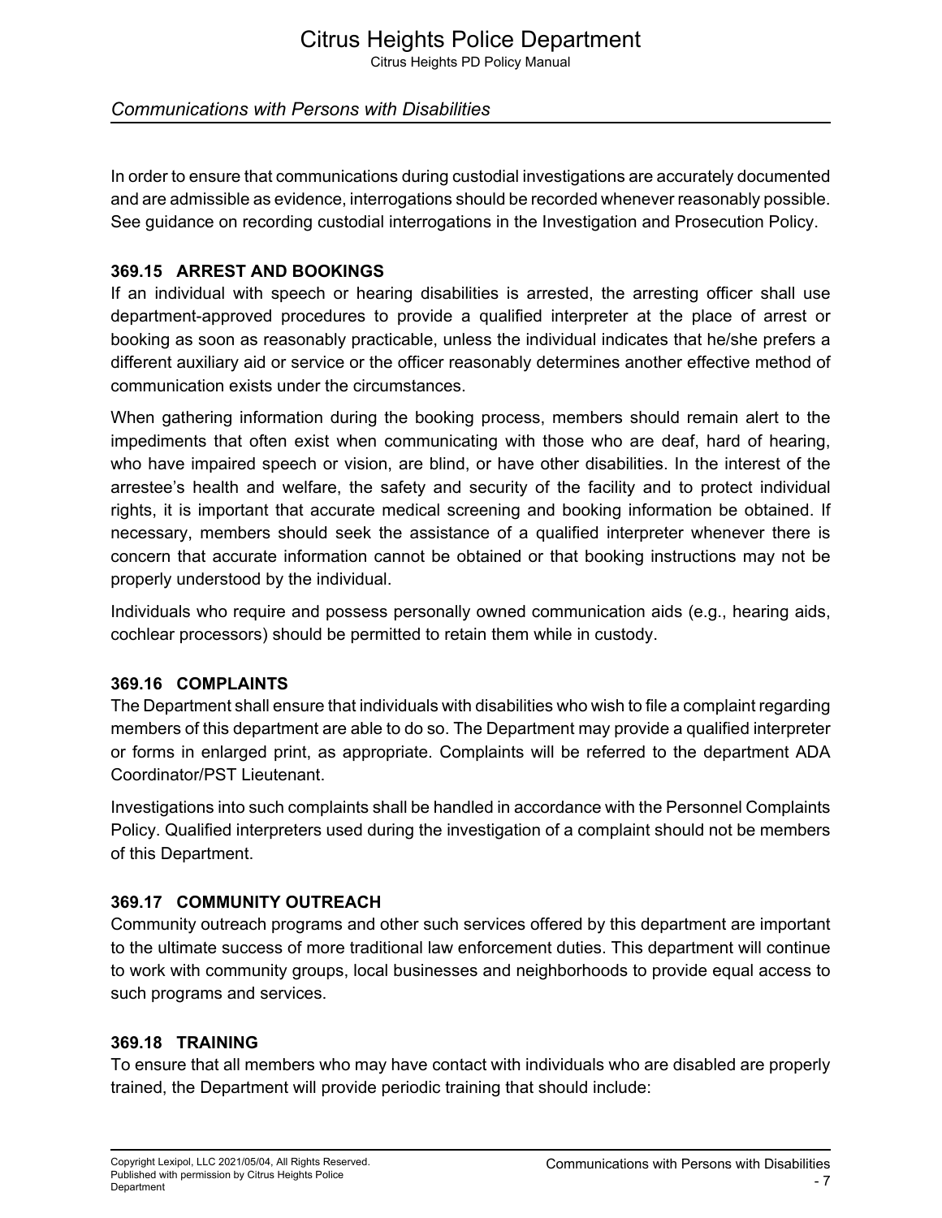In order to ensure that communications during custodial investigations are accurately documented and are admissible as evidence, interrogations should be recorded whenever reasonably possible. See guidance on recording custodial interrogations in the Investigation and Prosecution Policy.

### 369.15 ARREST AND BOOKINGS

If an individual with speech or hearing disabilities is arrested, the arresting officer shall use department-approved procedures to provide a qualified interpreter at the place of arrest or booking as soon as reasonably practicable, unless the individual indicates that he/she prefers a different auxiliary aid or service or the officer reasonably determines another effective method of communication exists under the circumstances.

When gathering information during the booking process, members should remain alert to the impediments that often exist when communicating with those who are deaf, hard of hearing, who have impaired speech or vision, are blind, or have other disabilities. In the interest of the arrestee's health and welfare, the safety and security of the facility and to protect individual rights, it is important that accurate medical screening and booking information be obtained. If necessary, members should seek the assistance of a qualified interpreter whenever there is concern that accurate information cannot be obtained or that booking instructions may not be properly understood by the individual.

Individuals who require and possess personally owned communication aids (e.g., hearing aids, cochlear processors) should be permitted to retain them while in custody.

### 369.16 COMPLAINTS

The Department shall ensure that individuals with disabilities who wish to file a complaint regarding members of this department are able to do so. The Department may provide a qualified interpreter or forms in enlarged print, as appropriate. Complaints will be referred to the department ADA Coordinator/PST Lieutenant.

Investigations into such complaints shall be handled in accordance with the Personnel Complaints Policy. Qualified interpreters used during the investigation of a complaint should not be members of this Department.

### 369.17 COMMUNITY OUTREACH

Community outreach programs and other such services offered by this department are important to the ultimate success of more traditional law enforcement duties. This department will continue to work with community groups, local businesses and neighborhoods to provide equal access to such programs and services.

### 369.18 TRAINING

To ensure that all members who may have contact with individuals who are disabled are properly trained, the Department will provide periodic training that should include: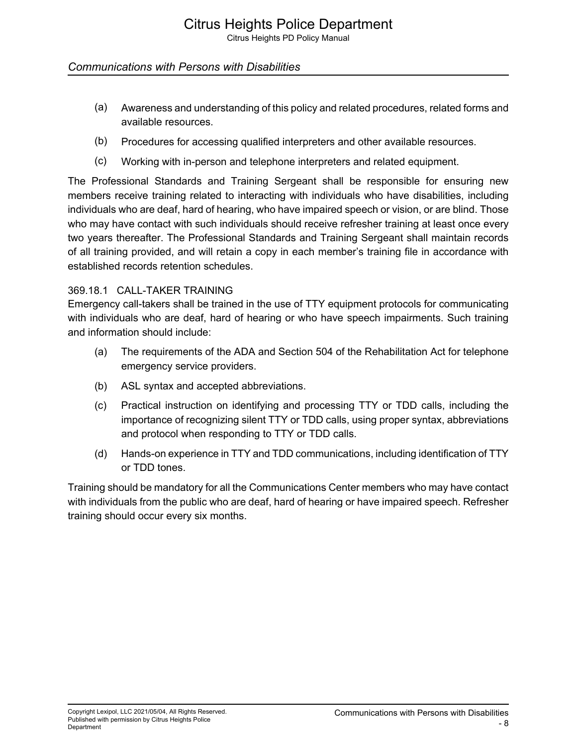(a) Awareness and understanding of this policy and related procedures, related forms and available resources.

(b) Procedures for accessing qualified interpreters and other available resources.

(c) Working with in-person and telephone interpreters and related equipment.

The Professional Standards and Training Sergeant shall be responsible for ensuring new members receive training related to interacting with individuals who have disabilities, including individuals who are deaf, hard of hearing, who have impaired speech or vision, or are blind. Those who may have contact with such individuals should receive refresher training at least once every two years thereafter. The Professional Standards and Training Sergeant shall maintain records of all training provided, and will retain a copy in each member's training file in accordance with established records retention schedules.

### 369.18.1 CALL-TAKER TRAINING

Emergency call-takers shall be trained in the use of TTY equipment protocols for communicating with individuals who are deaf, hard of hearing or who have speech impairments. Such training and information should include:

(a) The requirements of the ADA and Section 504 of the Rehabilitation Act for telephone emergency service providers.

(b) ASL syntax and accepted abbreviations.

(c) Practical instruction on identifying and processing TTY or TDD calls, including the importance of recognizing silent TTY or TDD calls, using proper syntax, abbreviations and protocol when responding to TTY or TDD calls.

(d) Hands-on experience in TTY and TDD communications, including identification of TTY or TDD tones.

Training should be mandatory for all the Communications Center members who may have contact with individuals from the public who are deaf, hard of hearing or have impaired speech. Refresher training should occur every six months.